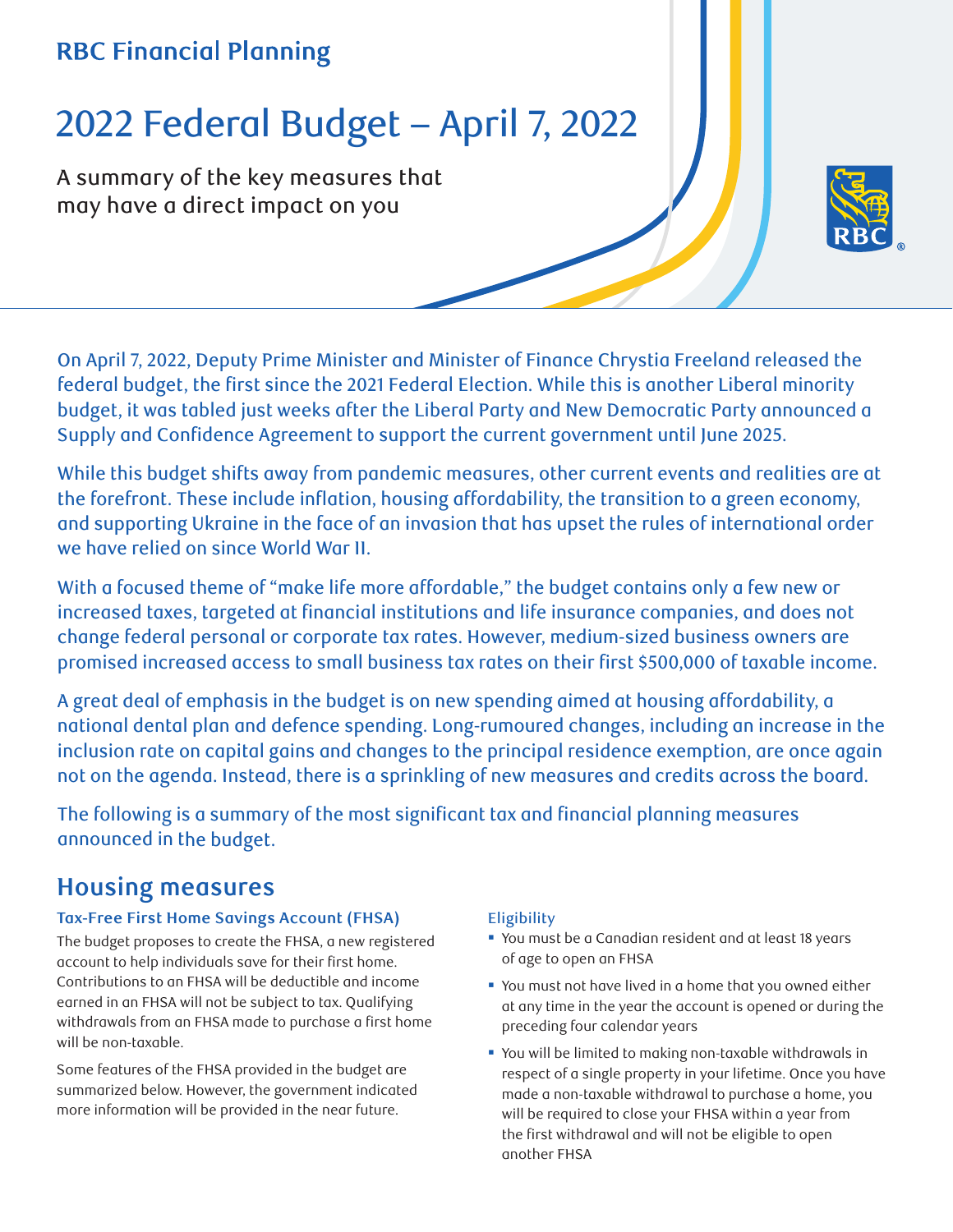RBC Financial Planning

# 2022 Federal Budget – April 7, 2022

A summary of the key measures that may have a direct impact on you

On April 7, 2022, Deputy Prime Minister and Minister of Finance Chrystia Freeland released the federal budget, the first since the 2021 Federal Election. While this is another Liberal minority budget, it was tabled just weeks after the Liberal Party and New Democratic Party announced a Supply and Confidence Agreement to support the current government until June 2025.

While this budget shifts away from pandemic measures, other current events and realities are at the forefront. These include inflation, housing affordability, the transition to a green economy, and supporting Ukraine in the face of an invasion that has upset the rules of international order we have relied on since World War II.

With a focused theme of "make life more affordable," the budget contains only a few new or increased taxes, targeted at financial institutions and life insurance companies, and does not change federal personal or corporate tax rates. However, medium-sized business owners are promised increased access to small business tax rates on their first $500,000 of taxable income.

A great deal of emphasis in the budget is on new spending aimed at housing affordability, a national dental plan and defence spending. Long-rumoured changes, including an increase in the inclusion rate on capital gains and changes to the principal residence exemption, are once again not on the agenda. Instead, there is a sprinkling of new measures and credits across the board.

The following is a summary of the most significant tax and financial planning measures announced in the budget.

## Housing measures

### Tax-Free First Home Savings Account (FHSA)

The budget proposes to create the FHSA, a new registered account to help individuals save for their first home. Contributions to an FHSA will be deductible and income earned in an FHSA will not be subject to tax. Qualifying withdrawals from an FHSA made to purchase a first home will be non-taxable.

Some features of the FHSA provided in the budget are summarized below. However, the government indicated more information will be provided in the near future.

#### Eligibility

- You must be a Canadian resident and at least 18 years of age to open an FHSA
- You must not have lived in a home that you owned either at any time in the year the account is opened or during the preceding four calendar years
- You will be limited to making non-taxable withdrawals in respect of a single property in your lifetime. Once you have made a non-taxable withdrawal to purchase a home, you will be required to close your FHSA within a year from the first withdrawal and will not be eligible to open another FHSA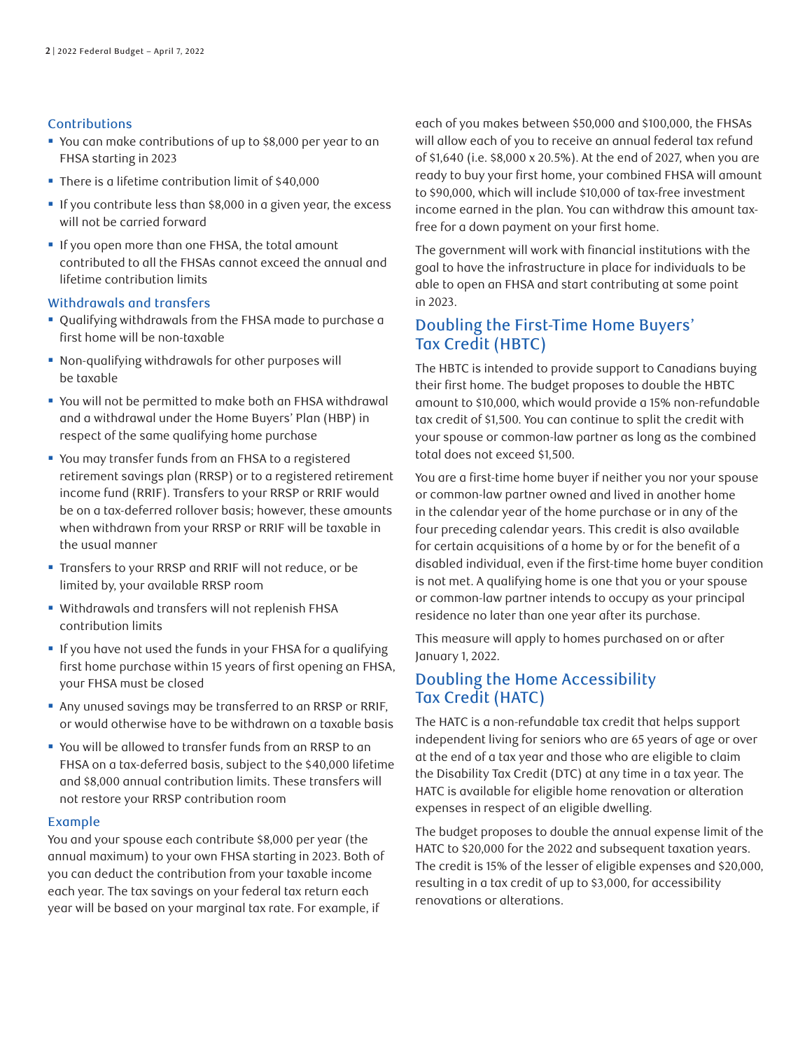### Contributions

- You can make contributions of up to $8,000 per year to an FHSA starting in 2023
- There is a lifetime contribution limit of $40,000
- If you contribute less than $8,000 in a given year, the excess will not be carried forward
- If you open more than one FHSA, the total amount contributed to all the FHSAs cannot exceed the annual and lifetime contribution limits

### Withdrawals and transfers

- Qualifying withdrawals from the FHSA made to purchase a first home will be non-taxable
- Non-qualifying withdrawals for other purposes will be taxable
- You will not be permitted to make both an FHSA withdrawal and a withdrawal under the Home Buyers' Plan (HBP) in respect of the same qualifying home purchase
- You may transfer funds from an FHSA to a registered retirement savings plan (RRSP) or to a registered retirement income fund (RRIF). Transfers to your RRSP or RRIF would be on a tax-deferred rollover basis; however, these amounts when withdrawn from your RRSP or RRIF will be taxable in the usual manner
- Transfers to your RRSP and RRIF will not reduce, or be limited by, your available RRSP room
- Withdrawals and transfers will not replenish FHSA contribution limits
- If you have not used the funds in your FHSA for a qualifying first home purchase within 15 years of first opening an FHSA, your FHSA must be closed
- Any unused savings may be transferred to an RRSP or RRIF, or would otherwise have to be withdrawn on a taxable basis
- You will be allowed to transfer funds from an RRSP to an FHSA on a tax-deferred basis, subject to the $40,000 lifetime and $8,000 annual contribution limits. These transfers will not restore your RRSP contribution room

### Example

You and your spouse each contribute $8,000 per year (the annual maximum) to your own FHSA starting in 2023. Both of you can deduct the contribution from your taxable income each year. The tax savings on your federal tax return each year will be based on your marginal tax rate. For example, if each of you makes between $50,000 and $100,000, the FHSAs will allow each of you to receive an annual federal tax refund of $1,640 (i.e. $8,000 x 20.5%). At the end of 2027, when you are ready to buy your first home, your combined FHSA will amount to $90,000, which will include $10,000 of tax-free investment income earned in the plan. You can withdraw this amount tax-free for a down payment on your first home.

The government will work with financial institutions with the goal to have the infrastructure in place for individuals to be able to open an FHSA and start contributing at some point in 2023.

## Doubling the First-Time Home Buyers' Tax Credit (HBTC)

The HBTC is intended to provide support to Canadians buying their first home. The budget proposes to double the HBTC amount to $10,000, which would provide a 15% non-refundable tax credit of $1,500. You can continue to split the credit with your spouse or common-law partner as long as the combined total does not exceed $1,500.

You are a first-time home buyer if neither you nor your spouse or common-law partner owned and lived in another home in the calendar year of the home purchase or in any of the four preceding calendar years. This credit is also available for certain acquisitions of a home by or for the benefit of a disabled individual, even if the first-time home buyer condition is not met. A qualifying home is one that you or your spouse or common-law partner intends to occupy as your principal residence no later than one year after its purchase.

This measure will apply to homes purchased on or after January 1, 2022.

## Doubling the Home Accessibility Tax Credit (HATC)

The HATC is a non-refundable tax credit that helps support independent living for seniors who are 65 years of age or over at the end of a tax year and those who are eligible to claim the Disability Tax Credit (DTC) at any time in a tax year. The HATC is available for eligible home renovation or alteration expenses in respect of an eligible dwelling.

The budget proposes to double the annual expense limit of the HATC to $20,000 for the 2022 and subsequent taxation years. The credit is 15% of the lesser of eligible expenses and $20,000, resulting in a tax credit of up to $3,000, for accessibility renovations or alterations.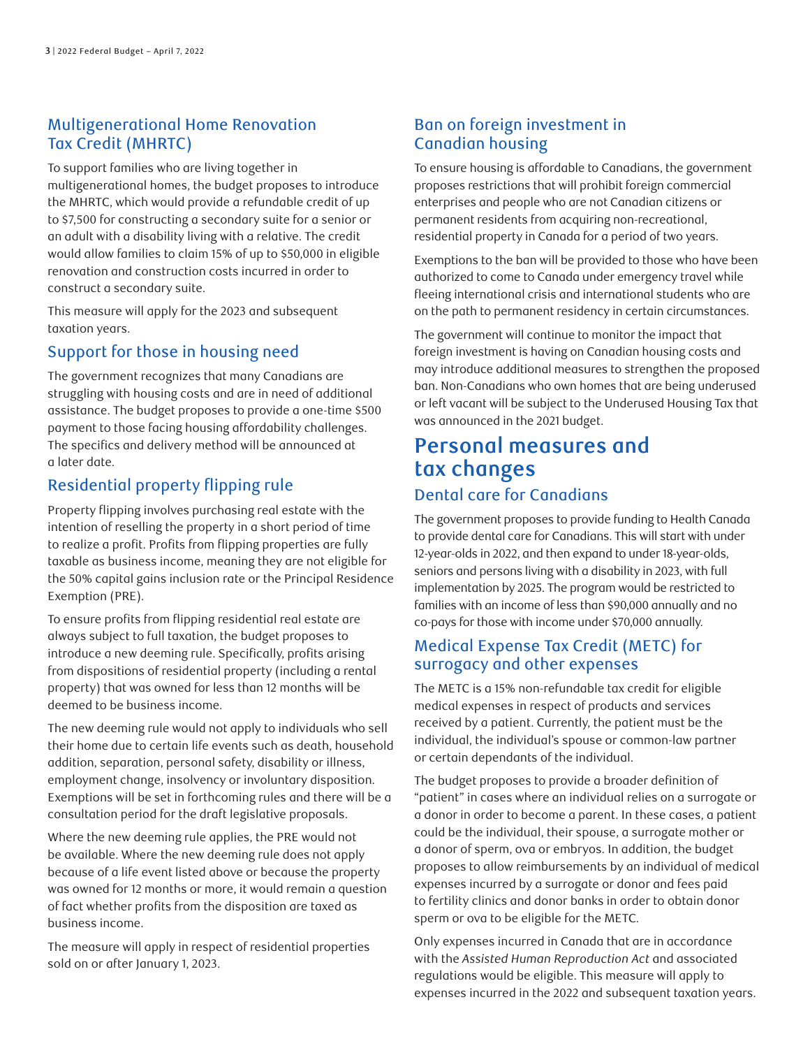## Multigenerational Home Renovation Tax Credit (MHRTC)

To support families who are living together in multigenerational homes, the budget proposes to introduce the MHRTC, which would provide a refundable credit of up to $7,500 for constructing a secondary suite for a senior or an adult with a disability living with a relative. The credit would allow families to claim 15% of up to $50,000 in eligible renovation and construction costs incurred in order to construct a secondary suite.

This measure will apply for the 2023 and subsequent taxation years.

## Support for those in housing need

The government recognizes that many Canadians are struggling with housing costs and are in need of additional assistance. The budget proposes to provide a one-time $500 payment to those facing housing affordability challenges. The specifics and delivery method will be announced at a later date.

## Residential property flipping rule

Property flipping involves purchasing real estate with the intention of reselling the property in a short period of time to realize a profit. Profits from flipping properties are fully taxable as business income, meaning they are not eligible for the 50% capital gains inclusion rate or the Principal Residence Exemption (PRE).

To ensure profits from flipping residential real estate are always subject to full taxation, the budget proposes to introduce a new deeming rule. Specifically, profits arising from dispositions of residential property (including a rental property) that was owned for less than 12 months will be deemed to be business income.

The new deeming rule would not apply to individuals who sell their home due to certain life events such as death, household addition, separation, personal safety, disability or illness, employment change, insolvency or involuntary disposition. Exemptions will be set in forthcoming rules and there will be a consultation period for the draft legislative proposals.

Where the new deeming rule applies, the PRE would not be available. Where the new deeming rule does not apply because of a life event listed above or because the property was owned for 12 months or more, it would remain a question of fact whether profits from the disposition are taxed as business income.

The measure will apply in respect of residential properties sold on or after January 1, 2023.

## Ban on foreign investment in Canadian housing

To ensure housing is affordable to Canadians, the government proposes restrictions that will prohibit foreign commercial enterprises and people who are not Canadian citizens or permanent residents from acquiring non-recreational, residential property in Canada for a period of two years.

Exemptions to the ban will be provided to those who have been authorized to come to Canada under emergency travel while fleeing international crisis and international students who are on the path to permanent residency in certain circumstances.

The government will continue to monitor the impact that foreign investment is having on Canadian housing costs and may introduce additional measures to strengthen the proposed ban. Non-Canadians who own homes that are being underused or left vacant will be subject to the Underused Housing Tax that was announced in the 2021 budget.

# Personal measures and tax changes

## Dental care for Canadians

The government proposes to provide funding to Health Canada to provide dental care for Canadians. This will start with under 12-year-olds in 2022, and then expand to under 18-year-olds, seniors and persons living with a disability in 2023, with full implementation by 2025. The program would be restricted to families with an income of less than $90,000 annually and no co-pays for those with income under $70,000 annually.

## Medical Expense Tax Credit (METC) for surrogacy and other expenses

The METC is a 15% non-refundable tax credit for eligible medical expenses in respect of products and services received by a patient. Currently, the patient must be the individual, the individual's spouse or common-law partner or certain dependants of the individual.

The budget proposes to provide a broader definition of "patient" in cases where an individual relies on a surrogate or a donor in order to become a parent. In these cases, a patient could be the individual, their spouse, a surrogate mother or a donor of sperm, ova or embryos. In addition, the budget proposes to allow reimbursements by an individual of medical expenses incurred by a surrogate or donor and fees paid to fertility clinics and donor banks in order to obtain donor sperm or ova to be eligible for the METC.

Only expenses incurred in Canada that are in accordance with the *Assisted Human Reproduction Act* and associated regulations would be eligible. This measure will apply to expenses incurred in the 2022 and subsequent taxation years.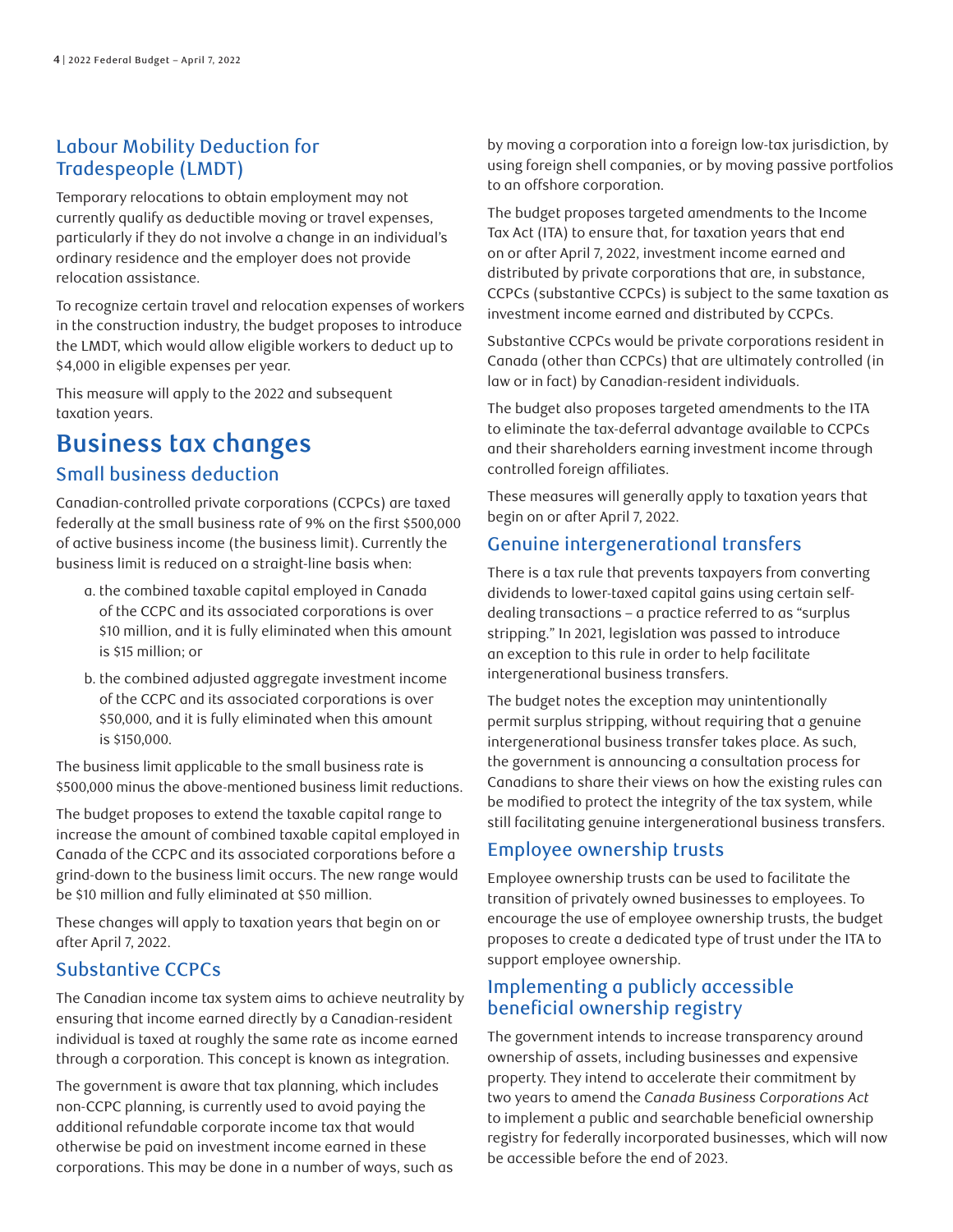## Labour Mobility Deduction for Tradespeople (LMDT)

Temporary relocations to obtain employment may not currently qualify as deductible moving or travel expenses, particularly if they do not involve a change in an individual's ordinary residence and the employer does not provide relocation assistance.

To recognize certain travel and relocation expenses of workers in the construction industry, the budget proposes to introduce the LMDT, which would allow eligible workers to deduct up to $4,000 in eligible expenses per year.

This measure will apply to the 2022 and subsequent taxation years.

# Business tax changes

## Small business deduction

Canadian-controlled private corporations (CCPCs) are taxed federally at the small business rate of 9% on the first $500,000 of active business income (the business limit). Currently the business limit is reduced on a straight-line basis when:

a. the combined taxable capital employed in Canada of the CCPC and its associated corporations is over $10 million, and it is fully eliminated when this amount is $15 million; or

b. the combined adjusted aggregate investment income of the CCPC and its associated corporations is over $50,000, and it is fully eliminated when this amount is $150,000.

The business limit applicable to the small business rate is $500,000 minus the above-mentioned business limit reductions.

The budget proposes to extend the taxable capital range to increase the amount of combined taxable capital employed in Canada of the CCPC and its associated corporations before a grind-down to the business limit occurs. The new range would be $10 million and fully eliminated at $50 million.

These changes will apply to taxation years that begin on or after April 7, 2022.

## Substantive CCPCs

The Canadian income tax system aims to achieve neutrality by ensuring that income earned directly by a Canadian-resident individual is taxed at roughly the same rate as income earned through a corporation. This concept is known as integration.

The government is aware that tax planning, which includes non-CCPC planning, is currently used to avoid paying the additional refundable corporate income tax that would otherwise be paid on investment income earned in these corporations. This may be done in a number of ways, such as by moving a corporation into a foreign low-tax jurisdiction, by using foreign shell companies, or by moving passive portfolios to an offshore corporation.

The budget proposes targeted amendments to the Income Tax Act (ITA) to ensure that, for taxation years that end on or after April 7, 2022, investment income earned and distributed by private corporations that are, in substance, CCPCs (substantive CCPCs) is subject to the same taxation as investment income earned and distributed by CCPCs.

Substantive CCPCs would be private corporations resident in Canada (other than CCPCs) that are ultimately controlled (in law or in fact) by Canadian-resident individuals.

The budget also proposes targeted amendments to the ITA to eliminate the tax-deferral advantage available to CCPCs and their shareholders earning investment income through controlled foreign affiliates.

These measures will generally apply to taxation years that begin on or after April 7, 2022.

## Genuine intergenerational transfers

There is a tax rule that prevents taxpayers from converting dividends to lower-taxed capital gains using certain self-dealing transactions – a practice referred to as "surplus stripping." In 2021, legislation was passed to introduce an exception to this rule in order to help facilitate intergenerational business transfers.

The budget notes the exception may unintentionally permit surplus stripping, without requiring that a genuine intergenerational business transfer takes place. As such, the government is announcing a consultation process for Canadians to share their views on how the existing rules can be modified to protect the integrity of the tax system, while still facilitating genuine intergenerational business transfers.

## Employee ownership trusts

Employee ownership trusts can be used to facilitate the transition of privately owned businesses to employees. To encourage the use of employee ownership trusts, the budget proposes to create a dedicated type of trust under the ITA to support employee ownership.

## Implementing a publicly accessible beneficial ownership registry

The government intends to increase transparency around ownership of assets, including businesses and expensive property. They intend to accelerate their commitment by two years to amend the *Canada Business Corporations Act* to implement a public and searchable beneficial ownership registry for federally incorporated businesses, which will now be accessible before the end of 2023.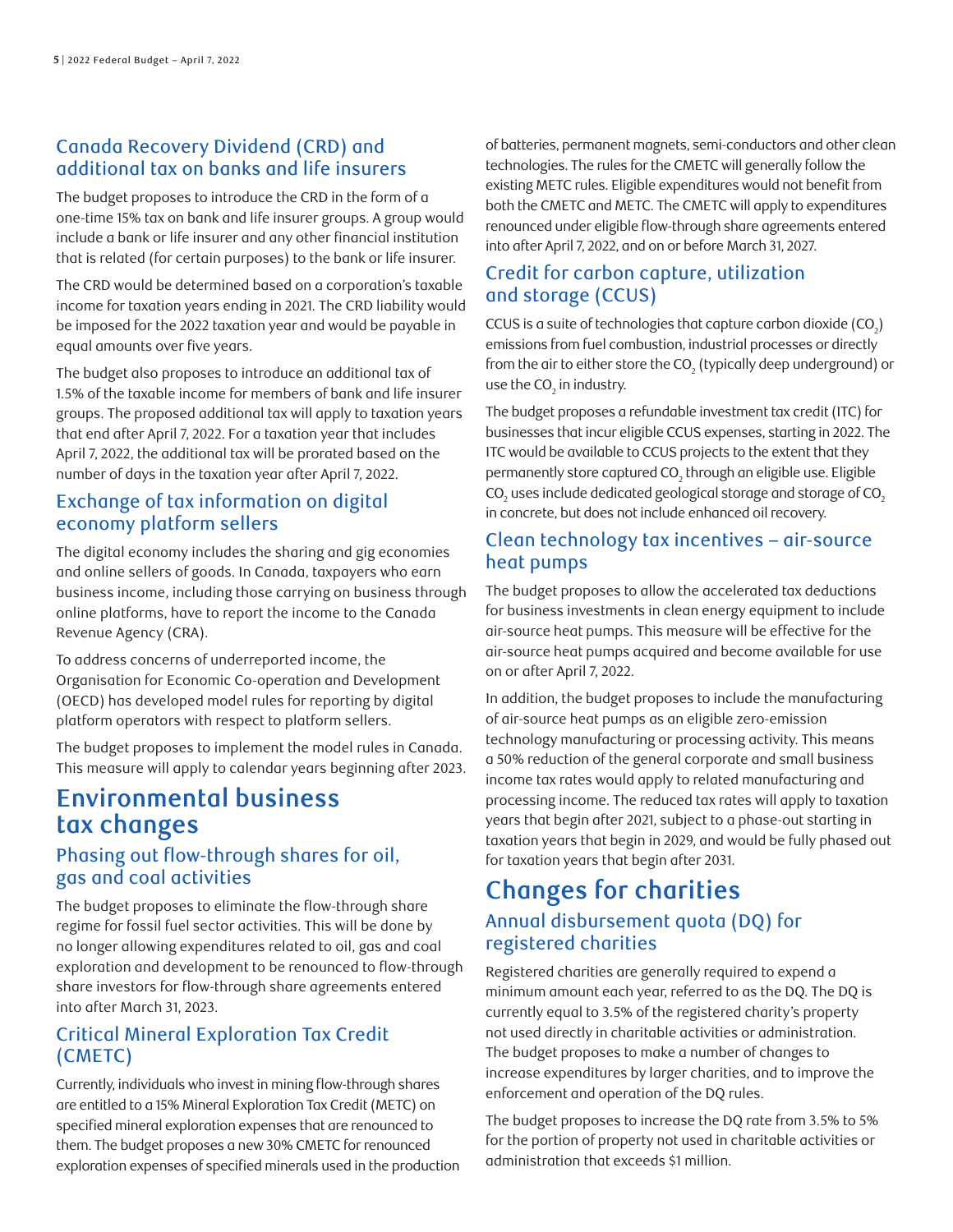### Canada Recovery Dividend (CRD) and additional tax on banks and life insurers

The budget proposes to introduce the CRD in the form of a one-time 15% tax on bank and life insurer groups. A group would include a bank or life insurer and any other financial institution that is related (for certain purposes) to the bank or life insurer.

The CRD would be determined based on a corporation's taxable income for taxation years ending in 2021. The CRD liability would be imposed for the 2022 taxation year and would be payable in equal amounts over five years.

The budget also proposes to introduce an additional tax of 1.5% of the taxable income for members of bank and life insurer groups. The proposed additional tax will apply to taxation years that end after April 7, 2022. For a taxation year that includes April 7, 2022, the additional tax will be prorated based on the number of days in the taxation year after April 7, 2022.

### Exchange of tax information on digital economy platform sellers

The digital economy includes the sharing and gig economies and online sellers of goods. In Canada, taxpayers who earn business income, including those carrying on business through online platforms, have to report the income to the Canada Revenue Agency (CRA).

To address concerns of underreported income, the Organisation for Economic Co-operation and Development (OECD) has developed model rules for reporting by digital platform operators with respect to platform sellers.

The budget proposes to implement the model rules in Canada. This measure will apply to calendar years beginning after 2023.

## Environmental business tax changes

### Phasing out flow-through shares for oil, gas and coal activities

The budget proposes to eliminate the flow-through share regime for fossil fuel sector activities. This will be done by no longer allowing expenditures related to oil, gas and coal exploration and development to be renounced to flow-through share investors for flow-through share agreements entered into after March 31, 2023.

### Critical Mineral Exploration Tax Credit (CMETC)

Currently, individuals who invest in mining flow-through shares are entitled to a 15% Mineral Exploration Tax Credit (METC) on specified mineral exploration expenses that are renounced to them. The budget proposes a new 30% CMETC for renounced exploration expenses of specified minerals used in the production of batteries, permanent magnets, semi-conductors and other clean technologies. The rules for the CMETC will generally follow the existing METC rules. Eligible expenditures would not benefit from both the CMETC and METC. The CMETC will apply to expenditures renounced under eligible flow-through share agreements entered into after April 7, 2022, and on or before March 31, 2027.

### Credit for carbon capture, utilization and storage (CCUS)

CCUS is a suite of technologies that capture carbon dioxide ($CO_2$) emissions from fuel combustion, industrial processes or directly from the air to either store the $CO_2$ (typically deep underground) or use the $CO_2$ in industry.

The budget proposes a refundable investment tax credit (ITC) for businesses that incur eligible CCUS expenses, starting in 2022. The ITC would be available to CCUS projects to the extent that they permanently store captured $CO_2$ through an eligible use. Eligible $CO_2$ uses include dedicated geological storage and storage of $CO_2$ in concrete, but does not include enhanced oil recovery.

### Clean technology tax incentives – air-source heat pumps

The budget proposes to allow the accelerated tax deductions for business investments in clean energy equipment to include air-source heat pumps. This measure will be effective for the air-source heat pumps acquired and become available for use on or after April 7, 2022.

In addition, the budget proposes to include the manufacturing of air-source heat pumps as an eligible zero-emission technology manufacturing or processing activity. This means a 50% reduction of the general corporate and small business income tax rates would apply to related manufacturing and processing income. The reduced tax rates will apply to taxation years that begin after 2021, subject to a phase-out starting in taxation years that begin in 2029, and would be fully phased out for taxation years that begin after 2031.

## Changes for charities

### Annual disbursement quota (DQ) for registered charities

Registered charities are generally required to expend a minimum amount each year, referred to as the DQ. The DQ is currently equal to 3.5% of the registered charity's property not used directly in charitable activities or administration. The budget proposes to make a number of changes to increase expenditures by larger charities, and to improve the enforcement and operation of the DQ rules.

The budget proposes to increase the DQ rate from 3.5% to 5% for the portion of property not used in charitable activities or administration that exceeds $1 million.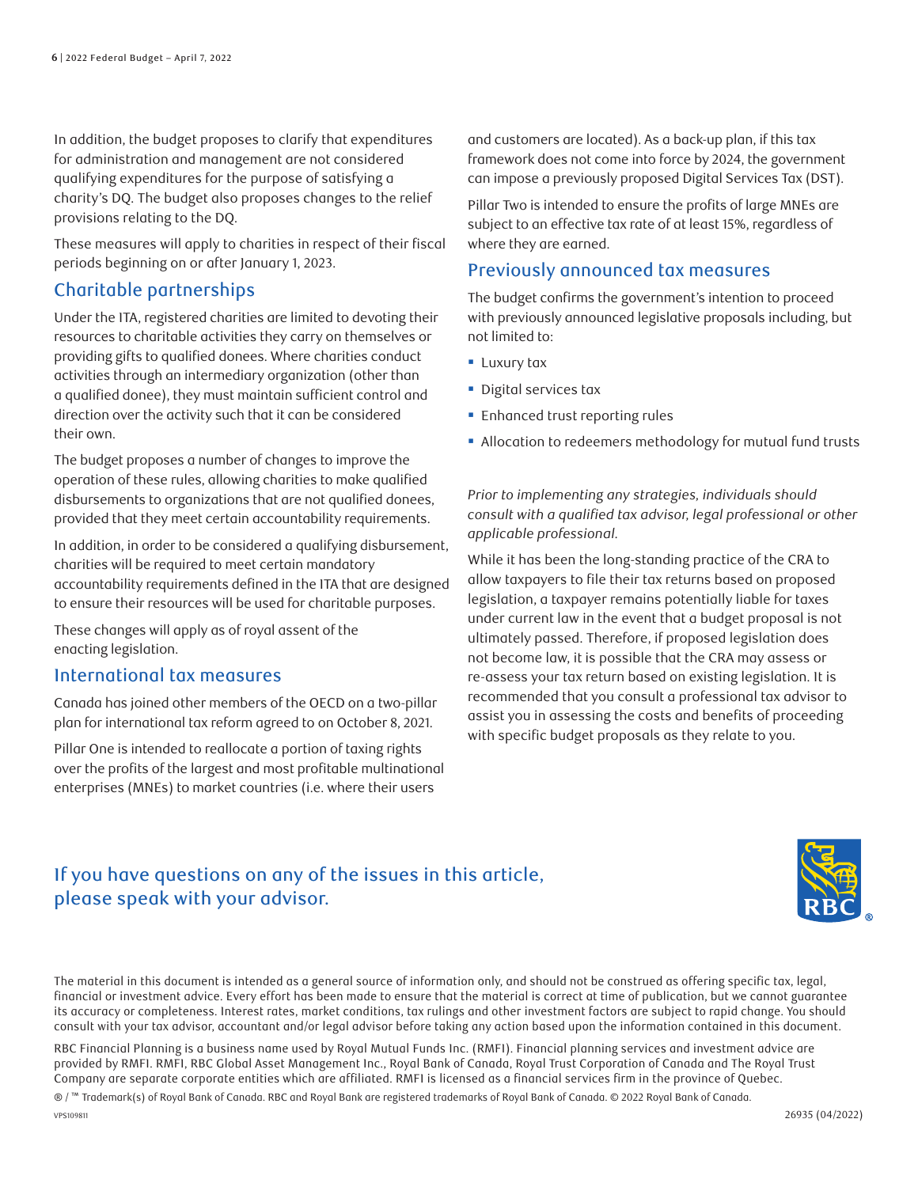In addition, the budget proposes to clarify that expenditures for administration and management are not considered qualifying expenditures for the purpose of satisfying a charity's DQ. The budget also proposes changes to the relief provisions relating to the DQ.

These measures will apply to charities in respect of their fiscal periods beginning on or after January 1, 2023.

## Charitable partnerships

Under the ITA, registered charities are limited to devoting their resources to charitable activities they carry on themselves or providing gifts to qualified donees. Where charities conduct activities through an intermediary organization (other than a qualified donee), they must maintain sufficient control and direction over the activity such that it can be considered their own.

The budget proposes a number of changes to improve the operation of these rules, allowing charities to make qualified disbursements to organizations that are not qualified donees, provided that they meet certain accountability requirements.

In addition, in order to be considered a qualifying disbursement, charities will be required to meet certain mandatory accountability requirements defined in the ITA that are designed to ensure their resources will be used for charitable purposes.

These changes will apply as of royal assent of the enacting legislation.

## International tax measures

Canada has joined other members of the OECD on a two-pillar plan for international tax reform agreed to on October 8, 2021.

Pillar One is intended to reallocate a portion of taxing rights over the profits of the largest and most profitable multinational enterprises (MNEs) to market countries (i.e. where their users and customers are located). As a back-up plan, if this tax framework does not come into force by 2024, the government can impose a previously proposed Digital Services Tax (DST).

Pillar Two is intended to ensure the profits of large MNEs are subject to an effective tax rate of at least 15%, regardless of where they are earned.

## Previously announced tax measures

The budget confirms the government's intention to proceed with previously announced legislative proposals including, but not limited to:

- Luxury tax
- Digital services tax
- Enhanced trust reporting rules
- Allocation to redeemers methodology for mutual fund trusts

*Prior to implementing any strategies, individuals should consult with a qualified tax advisor, legal professional or other applicable professional.*

While it has been the long-standing practice of the CRA to allow taxpayers to file their tax returns based on proposed legislation, a taxpayer remains potentially liable for taxes under current law in the event that a budget proposal is not ultimately passed. Therefore, if proposed legislation does not become law, it is possible that the CRA may assess or re-assess your tax return based on existing legislation. It is recommended that you consult a professional tax advisor to assist you in assessing the costs and benefits of proceeding with specific budget proposals as they relate to you.

## If you have questions on any of the issues in this article, please speak with your advisor.

The material in this document is intended as a general source of information only, and should not be construed as offering specific tax, legal, financial or investment advice. Every effort has been made to ensure that the material is correct at time of publication, but we cannot guarantee its accuracy or completeness. Interest rates, market conditions, tax rulings and other investment factors are subject to rapid change. You should consult with your tax advisor, accountant and/or legal advisor before taking any action based upon the information contained in this document.

RBC Financial Planning is a business name used by Royal Mutual Funds Inc. (RMFI). Financial planning services and investment advice are provided by RMFI. RMFI, RBC Global Asset Management Inc., Royal Bank of Canada, Royal Trust Corporation of Canada and The Royal Trust Company are separate corporate entities which are affiliated. RMFI is licensed as a financial services firm in the province of Quebec.

® / ™ Trademark(s) of Royal Bank of Canada. RBC and Royal Bank are registered trademarks of Royal Bank of Canada. © 2022 Royal Bank of Canada.

VPS109811 26935 (04/2022)